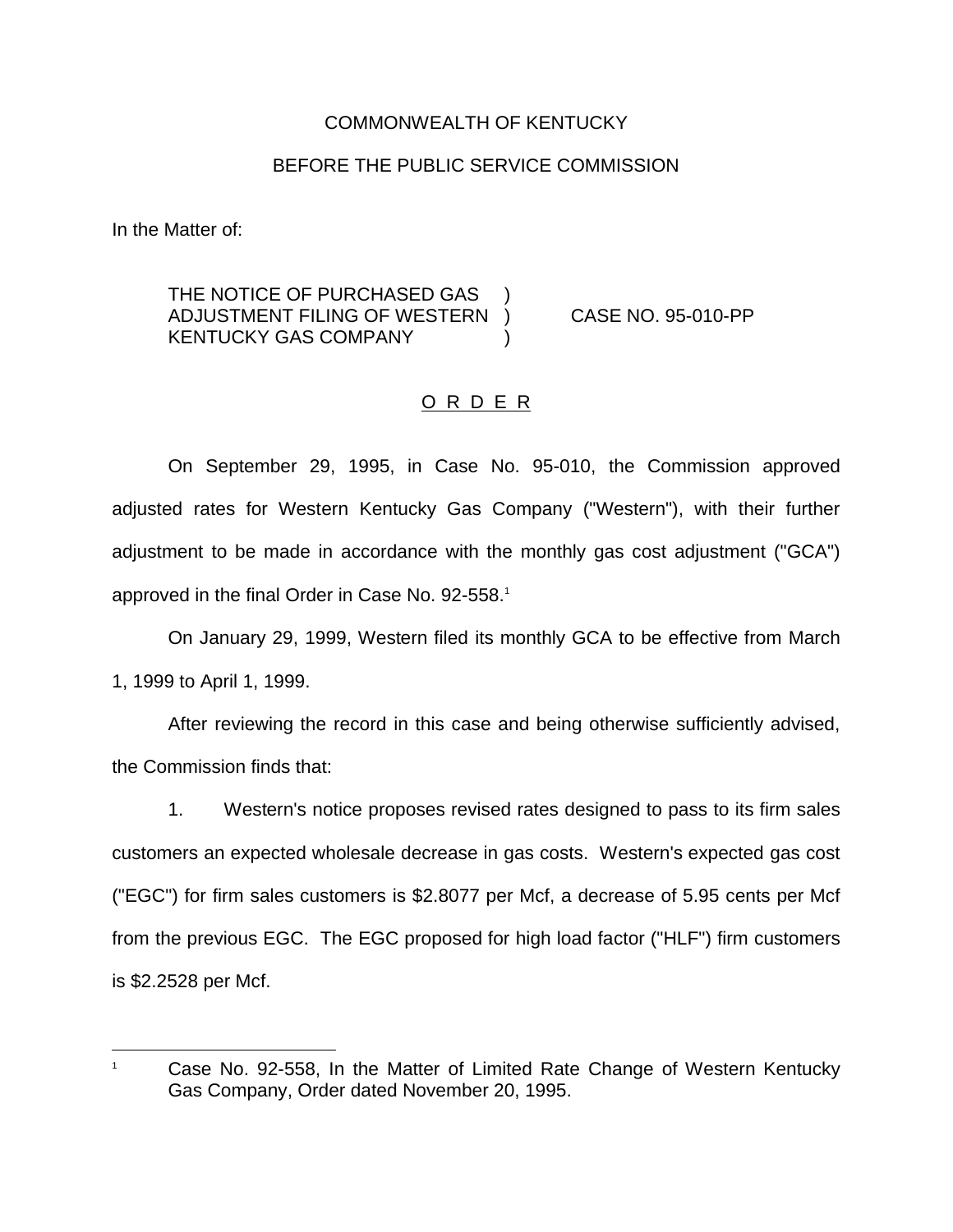COMMONWEALTH OF KENTUCKY

BEFORE THE PUBLIC SERVICE COMMISSION

In the Matter of:

THE NOTICE OF PURCHASED GAS ADJUSTMENT FILING OF WESTERN KENTUCKY GAS COMPANY ) CASE NO. 95-010-PP

<u>O R D E R</u>

On September 29, 1995, in Case No. 95-010, the Commission approved adjusted rates for Western Kentucky Gas Company ("Western"), with their further adjustment to be made in accordance with the monthly gas cost adjustment ("GCA") approved in the final Order in Case No. 92-558.[1]

On January 29, 1999, Western filed its monthly GCA to be effective from March 1, 1999 to April 1, 1999.

After reviewing the record in this case and being otherwise sufficiently advised, the Commission finds that:

1. Western's notice proposes revised rates designed to pass to its firm sales customers an expected wholesale decrease in gas costs. Western's expected gas cost ("EGC") for firm sales customers is $2.8077 per Mcf, a decrease of 5.95 cents per Mcf from the previous EGC. The EGC proposed for high load factor ("HLF") firm customers is $2.2528 per Mcf.

---

[1] Case No. 92-558, In the Matter of Limited Rate Change of Western Kentucky Gas Company, Order dated November 20, 1995.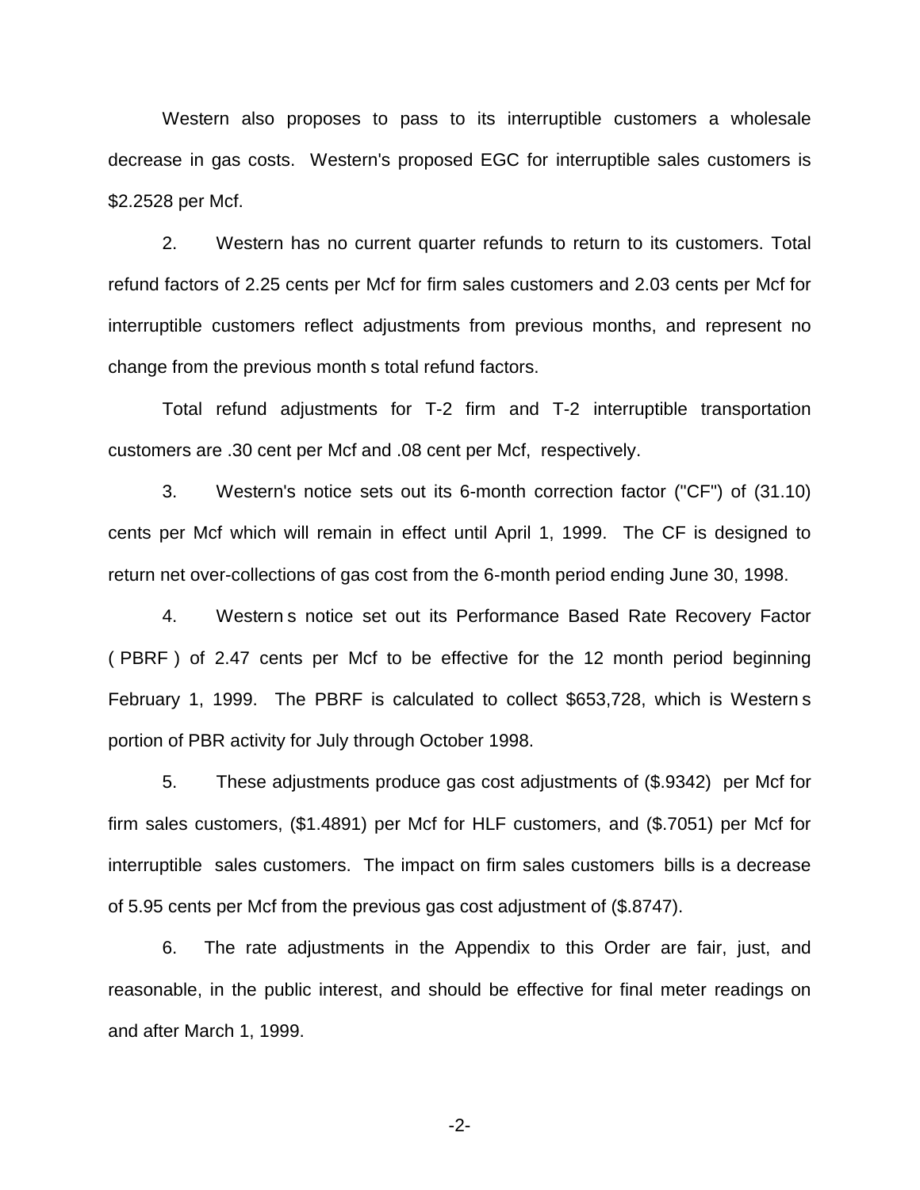Western also proposes to pass to its interruptible customers a wholesale decrease in gas costs. Western's proposed EGC for interruptible sales customers is $2.2528 per Mcf.

2. Western has no current quarter refunds to return to its customers. Total refund factors of 2.25 cents per Mcf for firm sales customers and 2.03 cents per Mcf for interruptible customers reflect adjustments from previous months, and represent no change from the previous month s total refund factors.

Total refund adjustments for T-2 firm and T-2 interruptible transportation customers are .30 cent per Mcf and .08 cent per Mcf, respectively.

3. Western's notice sets out its 6-month correction factor ("CF") of (31.10) cents per Mcf which will remain in effect until April 1, 1999. The CF is designed to return net over-collections of gas cost from the 6-month period ending June 30, 1998.

4. Western s notice set out its Performance Based Rate Recovery Factor ( PBRF ) of 2.47 cents per Mcf to be effective for the 12 month period beginning February 1, 1999. The PBRF is calculated to collect $653,728, which is Western s portion of PBR activity for July through October 1998.

5. These adjustments produce gas cost adjustments of ($.9342) per Mcf for firm sales customers, ($1.4891) per Mcf for HLF customers, and ($.7051) per Mcf for interruptible sales customers. The impact on firm sales customers bills is a decrease of 5.95 cents per Mcf from the previous gas cost adjustment of ($.8747).

6. The rate adjustments in the Appendix to this Order are fair, just, and reasonable, in the public interest, and should be effective for final meter readings on and after March 1, 1999.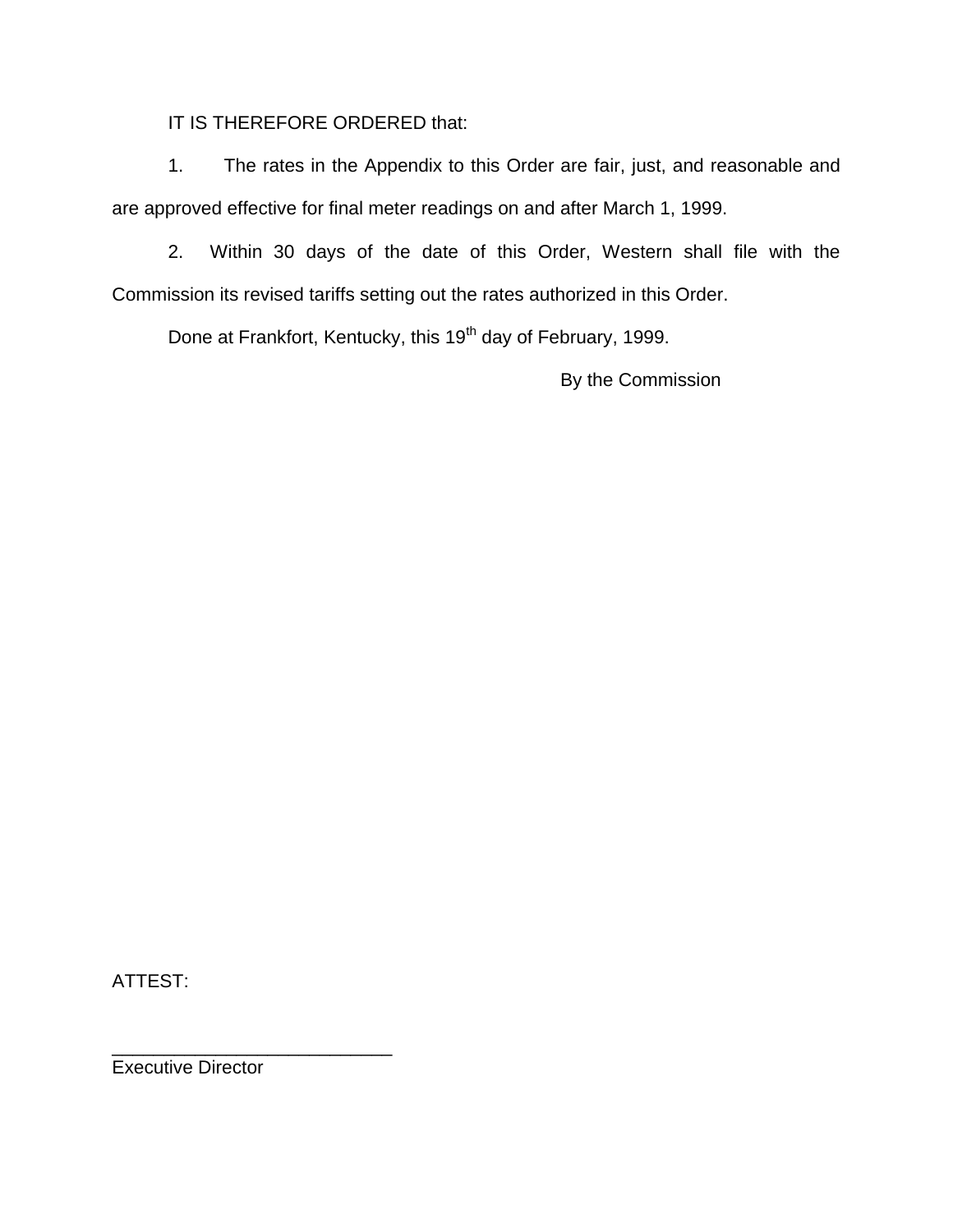IT IS THEREFORE ORDERED that:

1. The rates in the Appendix to this Order are fair, just, and reasonable and are approved effective for final meter readings on and after March 1, 1999.

2. Within 30 days of the date of this Order, Western shall file with the Commission its revised tariffs setting out the rates authorized in this Order.

Done at Frankfort, Kentucky, this 19th day of February, 1999.

By the Commission

ATTEST:

___________________________
Executive Director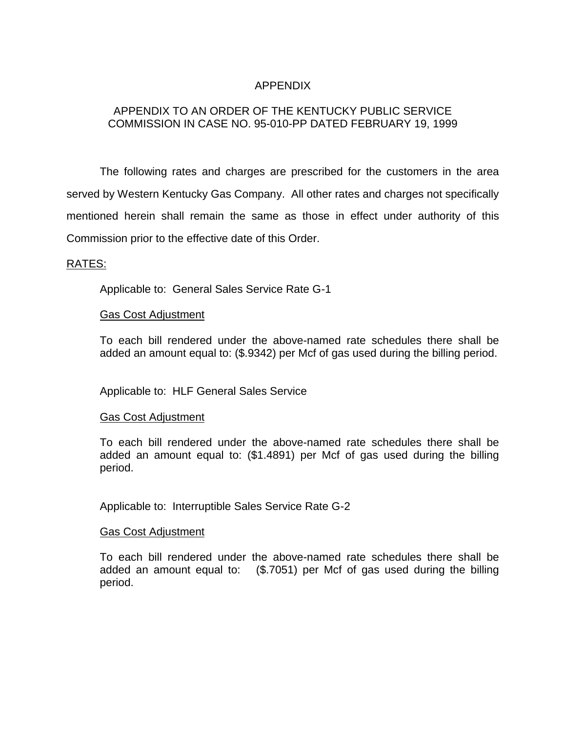# APPENDIX

## APPENDIX TO AN ORDER OF THE KENTUCKY PUBLIC SERVICE COMMISSION IN CASE NO. 95-010-PP DATED FEBRUARY 19, 1999

The following rates and charges are prescribed for the customers in the area served by Western Kentucky Gas Company. All other rates and charges not specifically mentioned herein shall remain the same as those in effect under authority of this Commission prior to the effective date of this Order.

RATES:

Applicable to: General Sales Service Rate G-1

Gas Cost Adjustment

To each bill rendered under the above-named rate schedules there shall be added an amount equal to: ($.9342) per Mcf of gas used during the billing period.

Applicable to: HLF General Sales Service

Gas Cost Adjustment

To each bill rendered under the above-named rate schedules there shall be added an amount equal to: ($1.4891) per Mcf of gas used during the billing period.

Applicable to: Interruptible Sales Service Rate G-2

Gas Cost Adjustment

To each bill rendered under the above-named rate schedules there shall be added an amount equal to: ($.7051) per Mcf of gas used during the billing period.